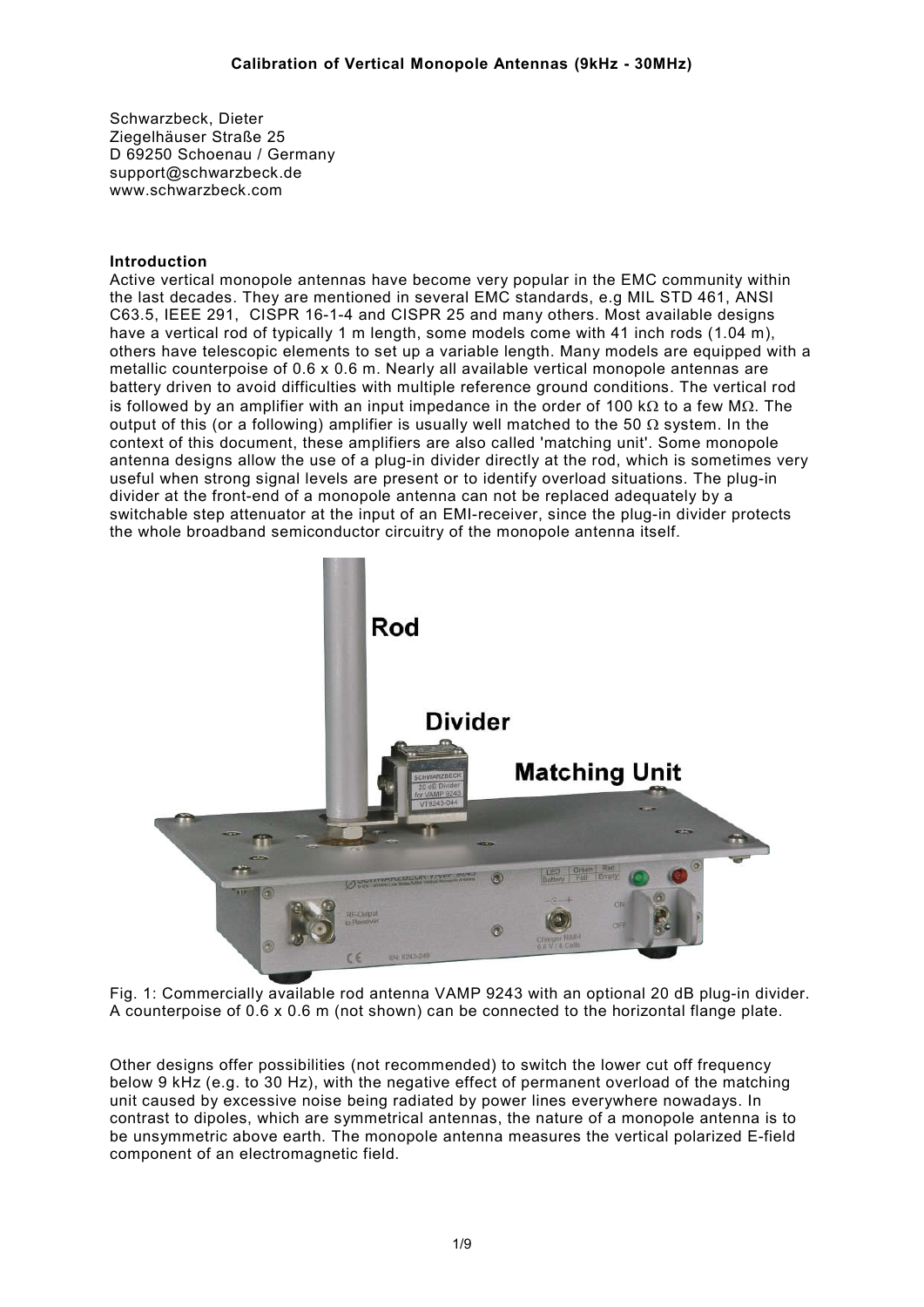# Calibration of Vertical Monopole Antennas (9kHz - 30MHz)

Schwarzbeck, Dieter
Ziegelhäuser Straße 25
D 69250 Schoenau / Germany
support@schwarzbeck.de
www.schwarzbeck.com

**Introduction**

Active vertical monopole antennas have become very popular in the EMC community within the last decades. They are mentioned in several EMC standards, e.g MIL STD 461, ANSI C63.5, IEEE 291, CISPR 16-1-4 and CISPR 25 and many others. Most available designs have a vertical rod of typically 1 m length, some models come with 41 inch rods (1.04 m), others have telescopic elements to set up a variable length. Many models are equipped with a metallic counterpoise of 0.6 x 0.6 m. Nearly all available vertical monopole antennas are battery driven to avoid difficulties with multiple reference ground conditions. The vertical rod is followed by an amplifier with an input impedance in the order of 100 kΩ to a few MΩ. The output of this (or a following) amplifier is usually well matched to the 50 Ω system. In the context of this document, these amplifiers are also called 'matching unit'. Some monopole antenna designs allow the use of a plug-in divider directly at the rod, which is sometimes very useful when strong signal levels are present or to identify overload situations. The plug-in divider at the front-end of a monopole antenna can not be replaced adequately by a switchable step attenuator at the input of an EMI-receiver, since the plug-in divider protects the whole broadband semiconductor circuitry of the monopole antenna itself.

Rod

Divider

Matching Unit

Fig. 1: Commercially available rod antenna VAMP 9243 with an optional 20 dB plug-in divider. A counterpoise of 0.6 x 0.6 m (not shown) can be connected to the horizontal flange plate.

Other designs offer possibilities (not recommended) to switch the lower cut off frequency below 9 kHz (e.g. to 30 Hz), with the negative effect of permanent overload of the matching unit caused by excessive noise being radiated by power lines everywhere nowadays. In contrast to dipoles, which are symmetrical antennas, the nature of a monopole antenna is to be unsymmetric above earth. The monopole antenna measures the vertical polarized E-field component of an electromagnetic field.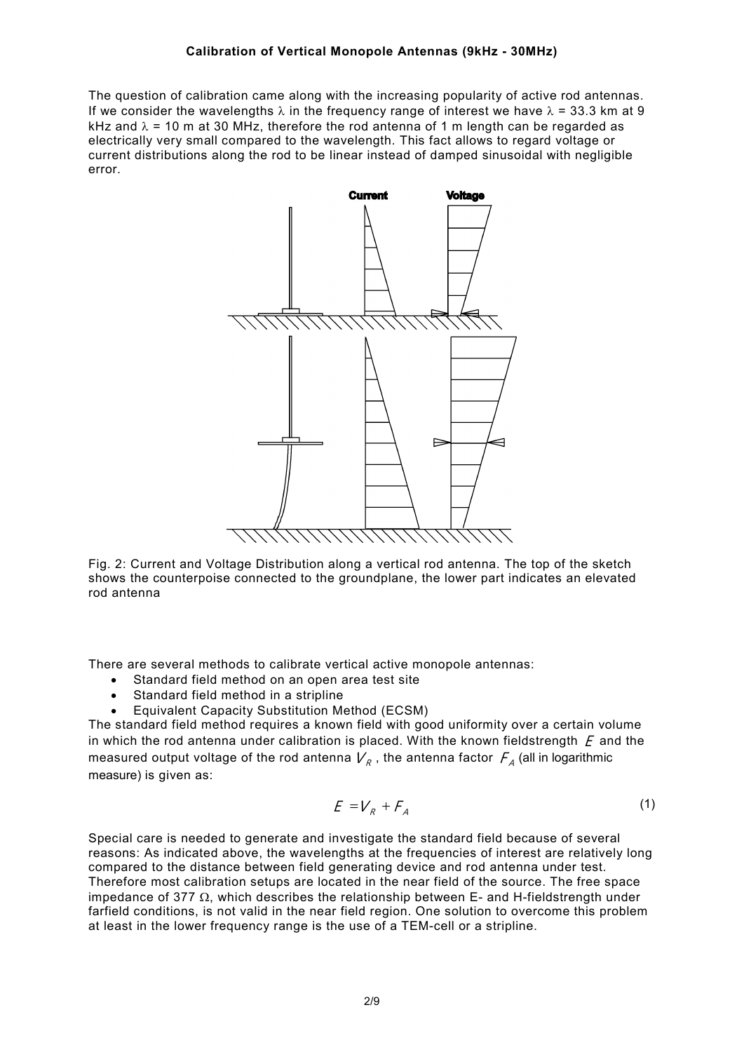The question of calibration came along with the increasing popularity of active rod antennas. If we consider the wavelengths $\lambda$ in the frequency range of interest we have $\lambda$ = 33.3 km at 9 kHz and $\lambda$ = 10 m at 30 MHz, therefore the rod antenna of 1 m length can be regarded as electrically very small compared to the wavelength. This fact allows to regard voltage or current distributions along the rod to be linear instead of damped sinusoidal with negligible error.

Current

Voltage

Fig. 2: Current and Voltage Distribution along a vertical rod antenna. The top of the sketch shows the counterpoise connected to the groundplane, the lower part indicates an elevated rod antenna

There are several methods to calibrate vertical active monopole antennas:

- Standard field method on an open area test site
- Standard field method in a stripline
- Equivalent Capacity Substitution Method (ECSM)

The standard field method requires a known field with good uniformity over a certain volume in which the rod antenna under calibration is placed. With the known fieldstrength $E$ and the measured output voltage of the rod antenna $V_R$, the antenna factor $F_A$ (all in logarithmic measure) is given as:

$$E = V_R + F_A \tag{1}$$

Special care is needed to generate and investigate the standard field because of several reasons: As indicated above, the wavelengths at the frequencies of interest are relatively long compared to the distance between field generating device and rod antenna under test. Therefore most calibration setups are located in the near field of the source. The free space impedance of 377 Ω, which describes the relationship between E- and H-fieldstrength under farfield conditions, is not valid in the near field region. One solution to overcome this problem at least in the lower frequency range is the use of a TEM-cell or a stripline.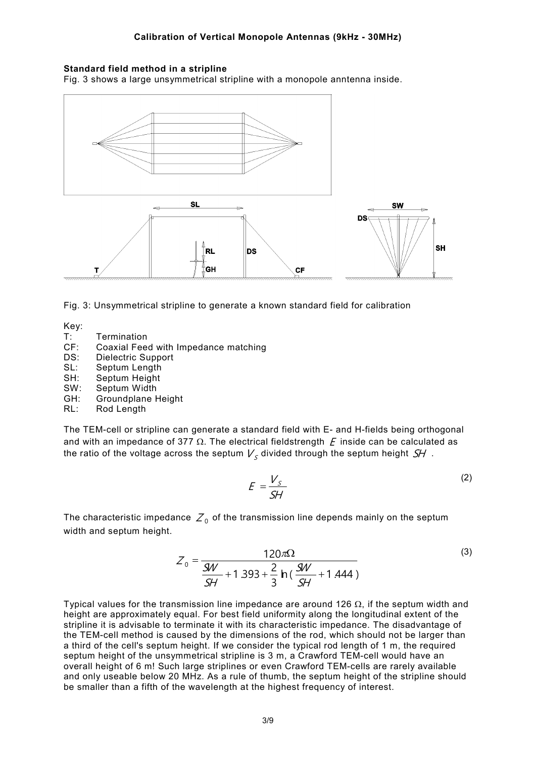**Standard field method in a stripline**

Fig. 3 shows a large unsymmetrical stripline with a monopole anntenna inside.

Fig. 3: Unsymmetrical stripline to generate a known standard field for calibration

Key:

- T: Termination
- CF: Coaxial Feed with Impedance matching
- DS: Dielectric Support
- SL: Septum Length
- SH: Septum Height
- SW: Septum Width
- GH: Groundplane Height
- RL: Rod Length

The TEM-cell or stripline can generate a standard field with E- and H-fields being orthogonal and with an impedance of 377 Ω. The electrical fieldstrength $E$ inside can be calculated as the ratio of the voltage across the septum $V_S$ divided through the septum height $SH$ .

$$E = \frac{V_S}{SH} \tag{2}$$

The characteristic impedance $Z_0$ of the transmission line depends mainly on the septum width and septum height.

$$Z_0 = \frac{120\pi\Omega}{\frac{SW}{SH} + 1.393 + \frac{2}{3}\ln\left(\frac{SW}{SH} + 1.444\right)} \tag{3}$$

Typical values for the transmission line impedance are around 126 Ω, if the septum width and height are approximately equal. For best field uniformity along the longitudinal extent of the stripline it is advisable to terminate it with its characteristic impedance. The disadvantage of the TEM-cell method is caused by the dimensions of the rod, which should not be larger than a third of the cell's septum height. If we consider the typical rod length of 1 m, the required septum height of the unsymmetrical stripline is 3 m, a Crawford TEM-cell would have an overall height of 6 m! Such large striplines or even Crawford TEM-cells are rarely available and only useable below 20 MHz. As a rule of thumb, the septum height of the stripline should be smaller than a fifth of the wavelength at the highest frequency of interest.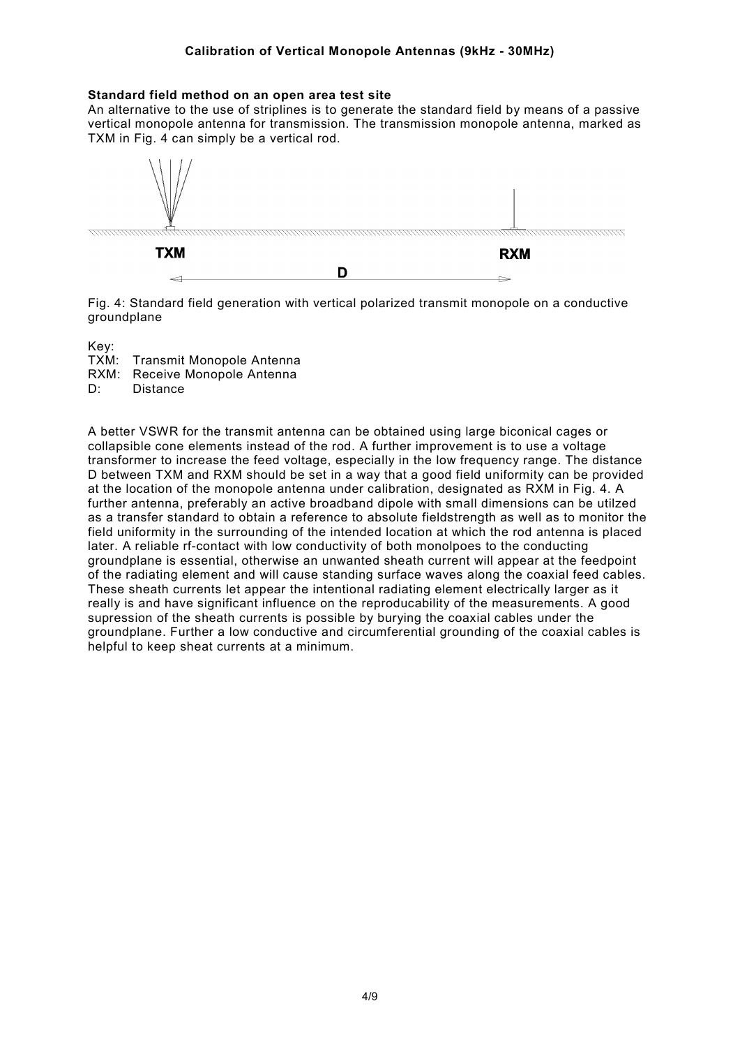**Standard field method on an open area test site**

An alternative to the use of striplines is to generate the standard field by means of a passive vertical monopole antenna for transmission. The transmission monopole antenna, marked as TXM in Fig. 4 can simply be a vertical rod.

TXM

RXM

D

Fig. 4: Standard field generation with vertical polarized transmit monopole on a conductive groundplane

Key:
TXM: Transmit Monopole Antenna
RXM: Receive Monopole Antenna
D: Distance

A better VSWR for the transmit antenna can be obtained using large biconical cages or collapsible cone elements instead of the rod. A further improvement is to use a voltage transformer to increase the feed voltage, especially in the low frequency range. The distance D between TXM and RXM should be set in a way that a good field uniformity can be provided at the location of the monopole antenna under calibration, designated as RXM in Fig. 4. A further antenna, preferably an active broadband dipole with small dimensions can be utilzed as a transfer standard to obtain a reference to absolute fieldstrength as well as to monitor the field uniformity in the surrounding of the intended location at which the rod antenna is placed later. A reliable rf-contact with low conductivity of both monolpoes to the conducting groundplane is essential, otherwise an unwanted sheath current will appear at the feedpoint of the radiating element and will cause standing surface waves along the coaxial feed cables. These sheath currents let appear the intentional radiating element electrically larger as it really is and have significant influence on the reproducability of the measurements. A good supression of the sheath currents is possible by burying the coaxial cables under the groundplane. Further a low conductive and circumferential grounding of the coaxial cables is helpful to keep sheat currents at a minimum.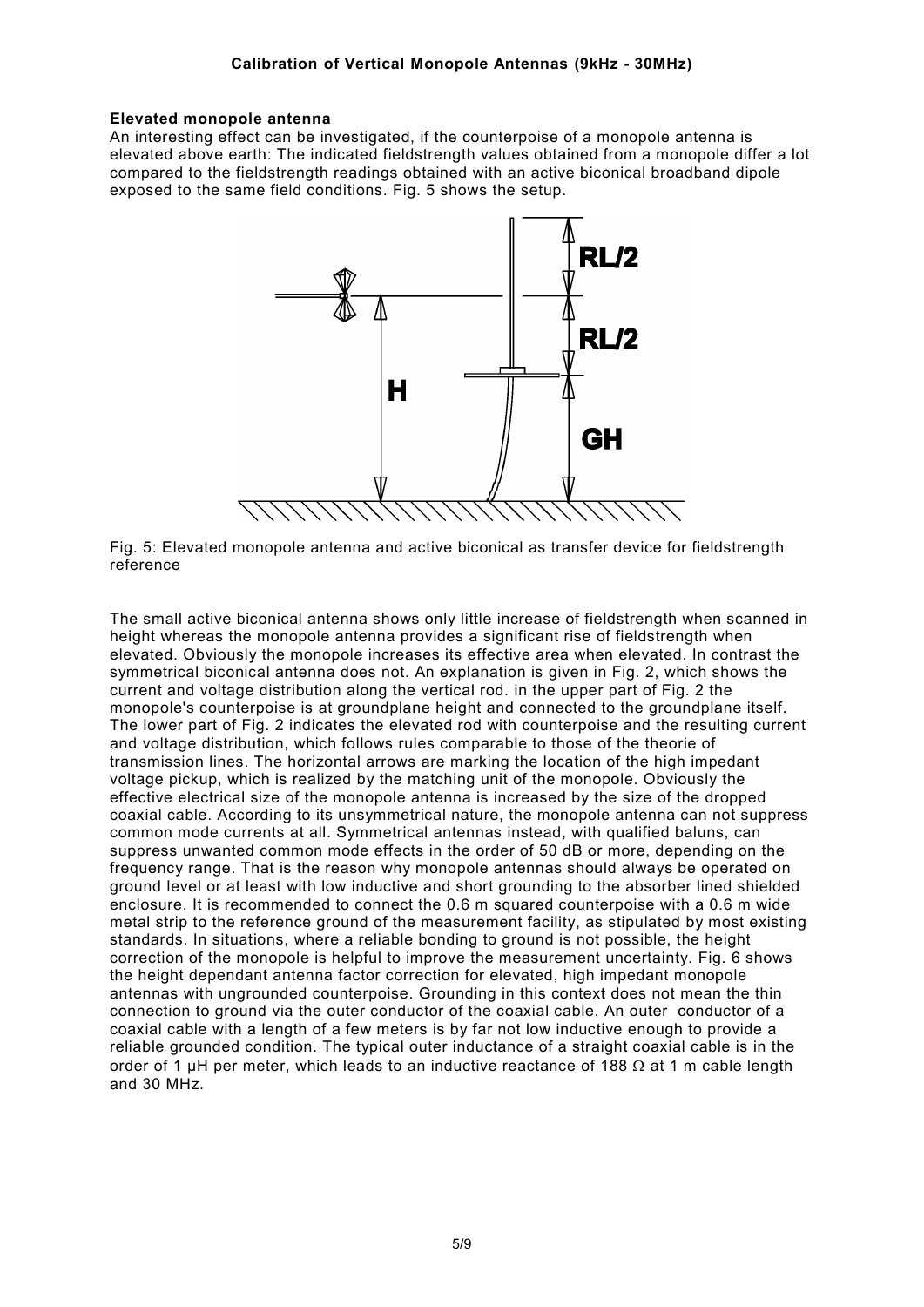**Elevated monopole antenna**

An interesting effect can be investigated, if the counterpoise of a monopole antenna is elevated above earth: The indicated fieldstrength values obtained from a monopole differ a lot compared to the fieldstrength readings obtained with an active biconical broadband dipole exposed to the same field conditions. Fig. 5 shows the setup.

RL/2

RL/2

H

GH

Fig. 5: Elevated monopole antenna and active biconical as transfer device for fieldstrength reference

The small active biconical antenna shows only little increase of fieldstrength when scanned in height whereas the monopole antenna provides a significant rise of fieldstrength when elevated. Obviously the monopole increases its effective area when elevated. In contrast the symmetrical biconical antenna does not. An explanation is given in Fig. 2, which shows the current and voltage distribution along the vertical rod. in the upper part of Fig. 2 the monopole's counterpoise is at groundplane height and connected to the groundplane itself. The lower part of Fig. 2 indicates the elevated rod with counterpoise and the resulting current and voltage distribution, which follows rules comparable to those of the theorie of transmission lines. The horizontal arrows are marking the location of the high impedant voltage pickup, which is realized by the matching unit of the monopole. Obviously the effective electrical size of the monopole antenna is increased by the size of the dropped coaxial cable. According to its unsymmetrical nature, the monopole antenna can not suppress common mode currents at all. Symmetrical antennas instead, with qualified baluns, can suppress unwanted common mode effects in the order of 50 dB or more, depending on the frequency range. That is the reason why monopole antennas should always be operated on ground level or at least with low inductive and short grounding to the absorber lined shielded enclosure. It is recommended to connect the 0.6 m squared counterpoise with a 0.6 m wide metal strip to the reference ground of the measurement facility, as stipulated by most existing standards. In situations, where a reliable bonding to ground is not possible, the height correction of the monopole is helpful to improve the measurement uncertainty. Fig. 6 shows the height dependant antenna factor correction for elevated, high impedant monopole antennas with ungrounded counterpoise. Grounding in this context does not mean the thin connection to ground via the outer conductor of the coaxial cable. An outer conductor of a coaxial cable with a length of a few meters is by far not low inductive enough to provide a reliable grounded condition. The typical outer inductance of a straight coaxial cable is in the order of 1 µH per meter, which leads to an inductive reactance of 188 Ω at 1 m cable length and 30 MHz.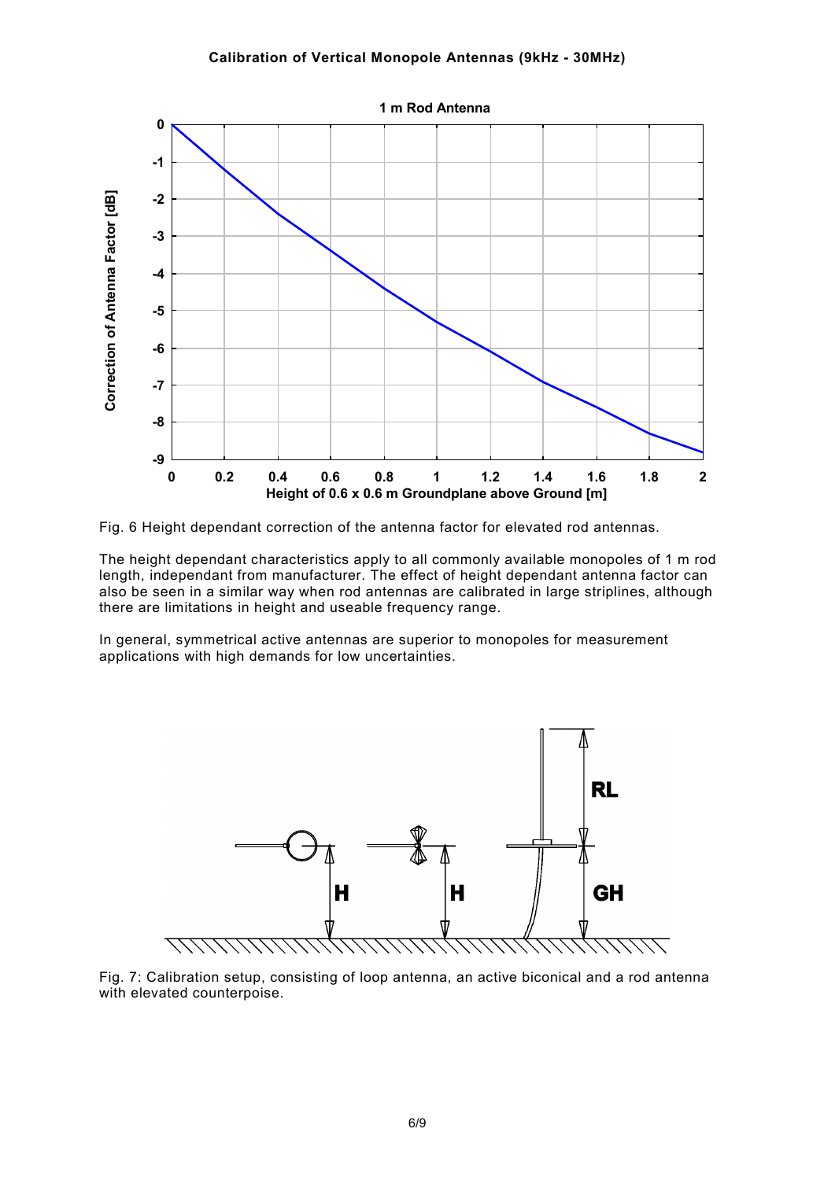1 m Rod Antenna

Correction of Antenna Factor [dB]

0
-1
-2
-3
-4
-5
-6
-7
-8
-9

0 0.2 0.4 0.6 0.8 1 1.2 1.4 1.6 1.8 2

Height of 0.6 x 0.6 m Groundplane above Ground [m]

Fig. 6 Height dependant correction of the antenna factor for elevated rod antennas.

The height dependant characteristics apply to all commonly available monopoles of 1 m rod length, independant from manufacturer. The effect of height dependant antenna factor can also be seen in a similar way when rod antennas are calibrated in large striplines, although there are limitations in height and useable frequency range.

In general, symmetrical active antennas are superior to monopoles for measurement applications with high demands for low uncertainties.

RL

H H GH

Fig. 7: Calibration setup, consisting of loop antenna, an active biconical and a rod antenna with elevated counterpoise.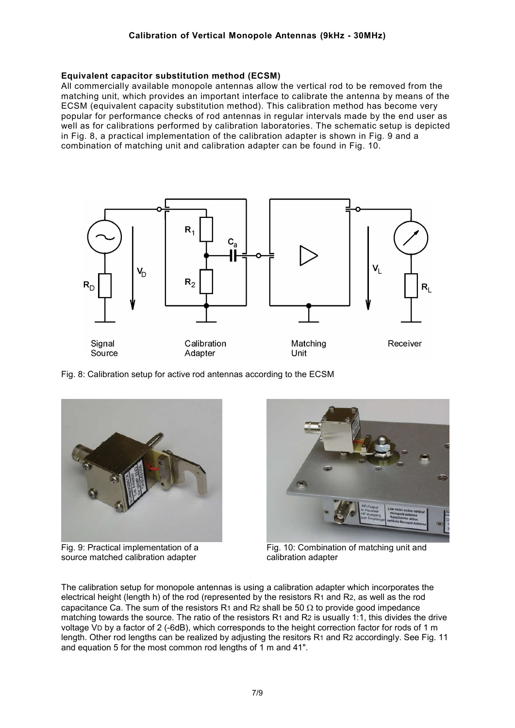### Equivalent capacitor substitution method (ECSM)

All commercially available monopole antennas allow the vertical rod to be removed from the matching unit, which provides an important interface to calibrate the antenna by means of the ECSM (equivalent capacity substitution method). This calibration method has become very popular for performance checks of rod antennas in regular intervals made by the end user as well as for calibrations performed by calibration laboratories. The schematic setup is depicted in Fig. 8, a practical implementation of the calibration adapter is shown in Fig. 9 and a combination of matching unit and calibration adapter can be found in Fig. 10.

$R_1$
$C_a$
$V_D$
$R_D$
$R_2$
$V_L$
$R_L$

Signal Source
Calibration Adapter
Matching Unit
Receiver

Fig. 8: Calibration setup for active rod antennas according to the ECSM

Fig. 9: Practical implementation of a source matched calibration adapter

Fig. 10: Combination of matching unit and calibration adapter

The calibration setup for monopole antennas is using a calibration adapter which incorporates the electrical height (length h) of the rod (represented by the resistors $R_1$ and $R_2$, as well as the rod capacitance Ca. The sum of the resistors $R_1$ and $R_2$ shall be 50 Ω to provide good impedance matching towards the source. The ratio of the resistors $R_1$ and $R_2$ is usually 1:1, this divides the drive voltage $V_D$ by a factor of 2 (-6dB), which corresponds to the height correction factor for rods of 1 m length. Other rod lengths can be realized by adjusting the resitors $R_1$ and $R_2$ accordingly. See Fig. 11 and equation 5 for the most common rod lengths of 1 m and 41".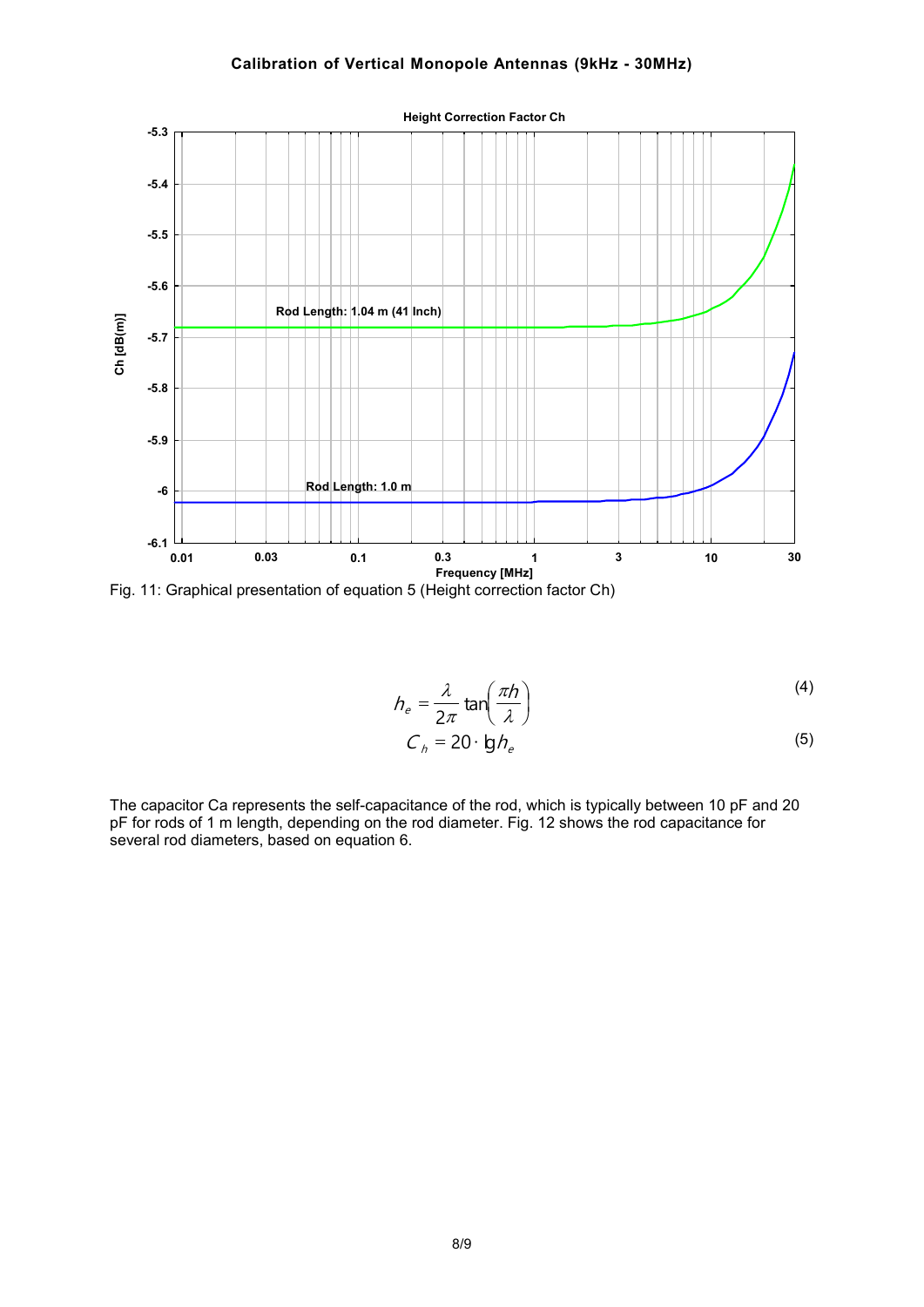Fig. 11: Graphical presentation of equation 5 (Height correction factor Ch)

$$h_e = \frac{\lambda}{2\pi} \tan\left(\frac{\pi h}{\lambda}\right) \tag{4}$$

$$C_h = 20 \cdot \lg h_e \tag{5}$$

The capacitor Ca represents the self-capacitance of the rod, which is typically between 10 pF and 20 pF for rods of 1 m length, depending on the rod diameter. Fig. 12 shows the rod capacitance for several rod diameters, based on equation 6.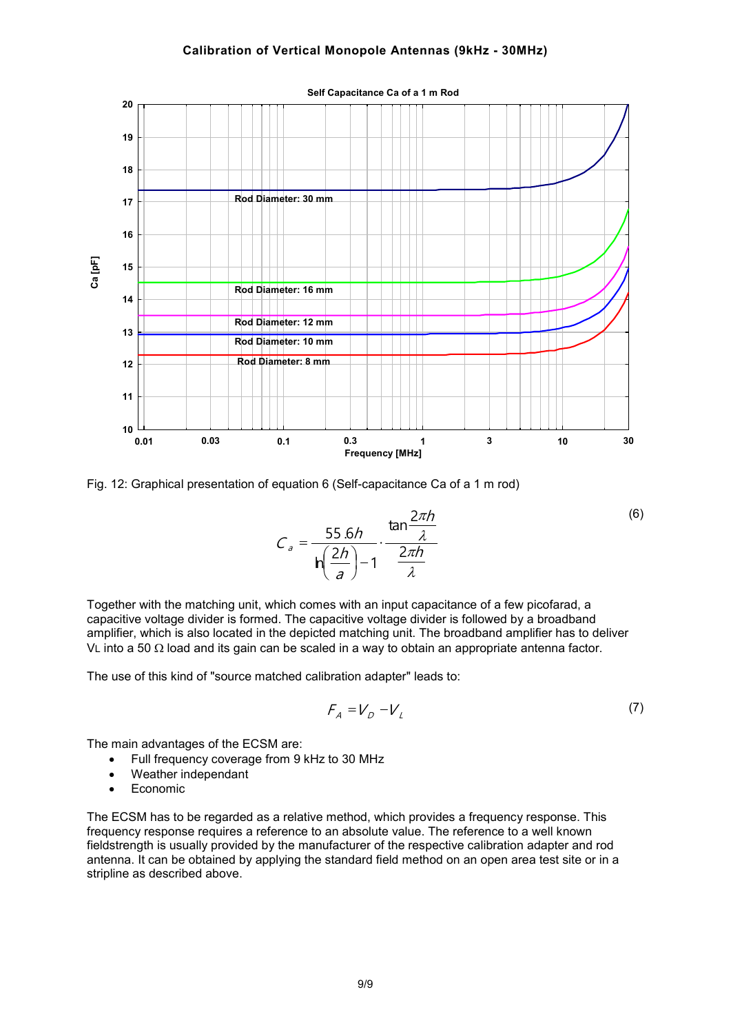Self Capacitance Ca of a 1 m Rod

Ca [pF]

20
19
18
17
16
15
14
13
12
11
10

Rod Diameter: 30 mm

Rod Diameter: 16 mm

Rod Diameter: 12 mm

Rod Diameter: 10 mm

Rod Diameter: 8 mm

0.01 0.03 0.1 0.3 1 3 10 30

Frequency [MHz]

Fig. 12: Graphical presentation of equation 6 (Self-capacitance Ca of a 1 m rod)

$$C_a = \frac{55.6h}{\ln\left(\frac{2h}{a}\right) - 1} \cdot \frac{\tan\frac{2\pi h}{\lambda}}{\frac{2\pi h}{\lambda}} \tag{6}$$

Together with the matching unit, which comes with an input capacitance of a few picofarad, a capacitive voltage divider is formed. The capacitive voltage divider is followed by a broadband amplifier, which is also located in the depicted matching unit. The broadband amplifier has to deliver $V_L$ into a 50 Ω load and its gain can be scaled in a way to obtain an appropriate antenna factor.

The use of this kind of "source matched calibration adapter" leads to:

$$F_A = V_D - V_L \tag{7}$$

The main advantages of the ECSM are:

- Full frequency coverage from 9 kHz to 30 MHz
- Weather independant
- Economic

The ECSM has to be regarded as a relative method, which provides a frequency response. This frequency response requires a reference to an absolute value. The reference to a well known fieldstrength is usually provided by the manufacturer of the respective calibration adapter and rod antenna. It can be obtained by applying the standard field method on an open area test site or in a stripline as described above.